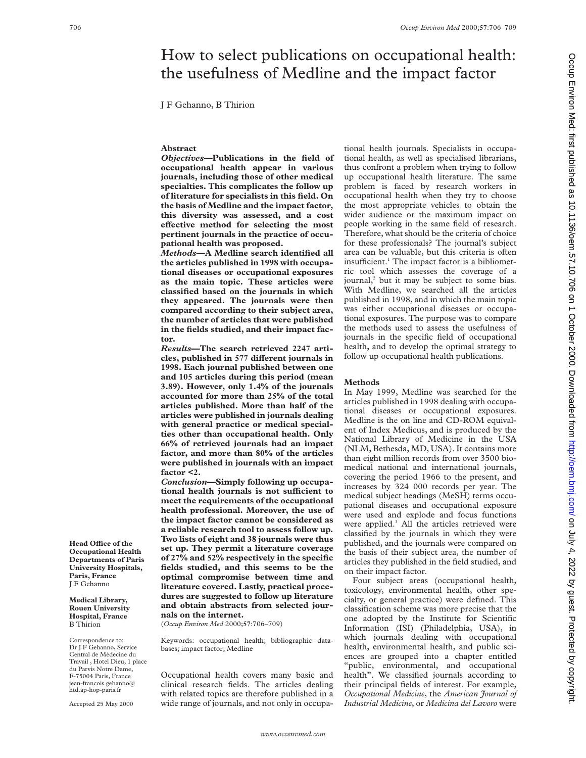# How to select publications on occupational health: the usefulness of Medline and the impact factor

J F Gehanno, B Thirion

## Abstract

***Objectives*—Publications in the field of occupational health appear in various journals, including those of other medical specialties. This complicates the follow up of literature for specialists in this field. On the basis of Medline and the impact factor, this diversity was assessed, and a cost effective method for selecting the most pertinent journals in the practice of occupational health was proposed.**

***Methods*—A Medline search identified all the articles published in 1998 with occupational diseases or occupational exposures as the main topic. These articles were classified based on the journals in which they appeared. The journals were then compared according to their subject area, the number of articles that were published in the fields studied, and their impact factor.**

***Results*—The search retrieved 2247 articles, published in 577 different journals in 1998. Each journal published between one and 105 articles during this period (mean 3.89). However, only 1.4% of the journals accounted for more than 25% of the total articles published. More than half of the articles were published in journals dealing with general practice or medical specialties other than occupational health. Only 66% of retrieved journals had an impact factor, and more than 80% of the articles were published in journals with an impact factor <2.**

***Conclusion*—Simply following up occupational health journals is not sufficient to meet the requirements of the occupational health professional. Moreover, the use of the impact factor cannot be considered as a reliable research tool to assess follow up. Two lists of eight and 38 journals were thus set up. They permit a literature coverage of 27% and 52% respectively in the specific fields studied, and this seems to be the optimal compromise between time and literature covered. Lastly, practical procedures are suggested to follow up literature and obtain abstracts from selected journals on the internet.**

(*Occup Environ Med* 2000;**57**:706–709)

Keywords: occupational health; bibliographic databases; impact factor; Medline

**Head Office of the Occupational Health Departments of Paris University Hospitals, Paris, France**
J F Gehanno

**Medical Library, Rouen University Hospital, France**
B Thirion

Correspondence to: Dr J F Gehanno, Service Central de Médecine du Travail, Hotel Dieu, 1 place du Parvis Notre Dame, F-75004 Paris, France jean-francois.gehanno@htd.ap-hop-paris.fr

Accepted 25 May 2000

Occupational health covers many basic and clinical research fields. The articles dealing with related topics are therefore published in a wide range of journals, and not only in occupational health journals. Specialists in occupational health, as well as specialised librarians, thus confront a problem when trying to follow up occupational health literature. The same problem is faced by research workers in occupational health when they try to choose the most appropriate vehicles to obtain the wider audience or the maximum impact on people working in the same field of research. Therefore, what should be the criteria of choice for these professionals? The journal's subject area can be valuable, but this criteria is often insufficient.[1] The impact factor is a bibliometric tool which assesses the coverage of a journal,[2] but it may be subject to some bias. With Medline, we searched all the articles published in 1998, and in which the main topic was either occupational diseases or occupational exposures. The purpose was to compare the methods used to assess the usefulness of journals in the specific field of occupational health, and to develop the optimal strategy to follow up occupational health publications.

## Methods

In May 1999, Medline was searched for the articles published in 1998 dealing with occupational diseases or occupational exposures. Medline is the on line and CD-ROM equivalent of Index Medicus, and is produced by the National Library of Medicine in the USA (NLM, Bethesda, MD, USA). It contains more than eight million records from over 3500 biomedical national and international journals, covering the period 1966 to the present, and increases by 324 000 records per year. The medical subject headings (MeSH) terms occupational diseases and occupational exposure were used and explode and focus functions were applied.[3] All the articles retrieved were classified by the journals in which they were published, and the journals were compared on the basis of their subject area, the number of articles they published in the field studied, and on their impact factor.

Four subject areas (occupational health, toxicology, environmental health, other specialty, or general practice) were defined. This classification scheme was more precise that the one adopted by the Institute for Scientific Information (ISI) (Philadelphia, USA), in which journals dealing with occupational health, environmental health, and public sciences are grouped into a chapter entitled "public, environmental, and occupational health". We classified journals according to their principal fields of interest. For example, *Occupational Medicine*, the *American Journal of Industrial Medicine*, or *Medicina del Lavoro* were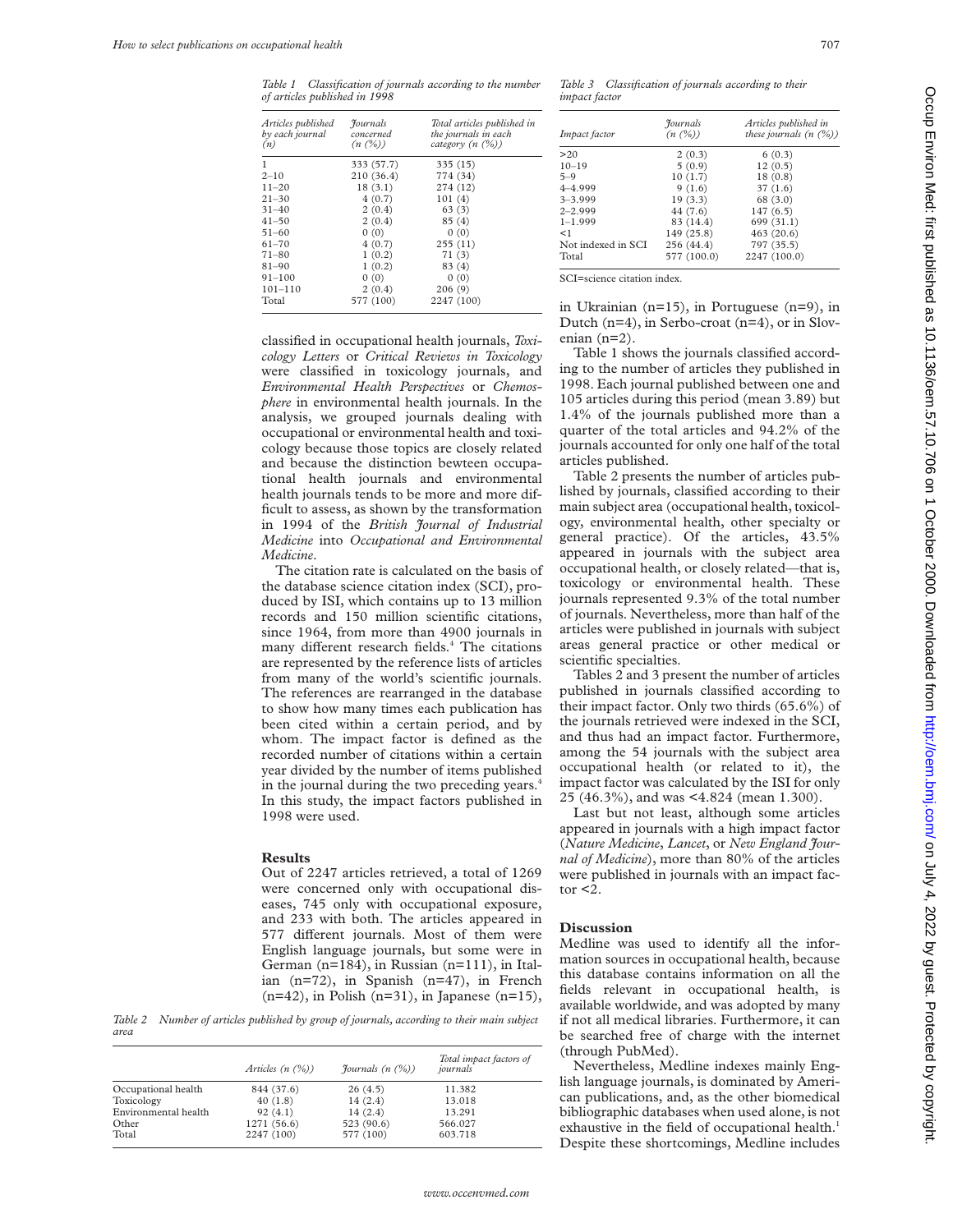*Table 1 Classification of journals according to the number of articles published in 1998*

| *Articles published by each journal (n)* | *Journals concerned (n (%))* | *Total articles published in the journals in each category (n (%))* |
|---|---|---|
| 1 | 333 (57.7) | 335 (15) |
| 2–10 | 210 (36.4) | 774 (34) |
| 11–20 | 18 (3.1) | 274 (12) |
| 21–30 | 4 (0.7) | 101 (4) |
| 31–40 | 2 (0.4) | 63 (3) |
| 41–50 | 2 (0.4) | 85 (4) |
| 51–60 | 0 (0) | 0 (0) |
| 61–70 | 4 (0.7) | 255 (11) |
| 71–80 | 1 (0.2) | 71 (3) |
| 81–90 | 1 (0.2) | 83 (4) |
| 91–100 | 0 (0) | 0 (0) |
| 101–110 | 2 (0.4) | 206 (9) |
| Total | 577 (100) | 2247 (100) |

classified in occupational health journals, *Toxicology Letters* or *Critical Reviews in Toxicology* were classified in toxicology journals, and *Environmental Health Perspectives* or *Chemosphere* in environmental health journals. In the analysis, we grouped journals dealing with occupational or environmental health and toxicology because those topics are closely related and because the distinction bewteen occupational health journals and environmental health journals tends to be more and more difficult to assess, as shown by the transformation in 1994 of the *British Journal of Industrial Medicine* into *Occupational and Environmental Medicine*.

The citation rate is calculated on the basis of the database science citation index (SCI), produced by ISI, which contains up to 13 million records and 150 million scientific citations, since 1964, from more than 4900 journals in many different research fields.[4] The citations are represented by the reference lists of articles from many of the world's scientific journals. The references are rearranged in the database to show how many times each publication has been cited within a certain period, and by whom. The impact factor is defined as the recorded number of citations within a certain year divided by the number of items published in the journal during the two preceding years.[4] In this study, the impact factors published in 1998 were used.

## Results

Out of 2247 articles retrieved, a total of 1269 were concerned only with occupational diseases, 745 only with occupational exposure, and 233 with both. The articles appeared in 577 different journals. Most of them were English language journals, but some were in German (n=184), in Russian (n=111), in Italian (n=72), in Spanish (n=47), in French (n=42), in Polish (n=31), in Japanese (n=15), in Ukrainian (n=15), in Portuguese (n=9), in Dutch (n=4), in Serbo-croat (n=4), or in Slovenian (n=2).

*Table 2 Number of articles published by group of journals, according to their main subject area*

| | *Articles (n (%))* | *Journals (n (%))* | *Total impact factors of journals* |
|---|---|---|---|
| Occupational health | 844 (37.6) | 26 (4.5) | 11.382 |
| Toxicology | 40 (1.8) | 14 (2.4) | 13.018 |
| Environmental health | 92 (4.1) | 14 (2.4) | 13.291 |
| Other | 1271 (56.6) | 523 (90.6) | 566.027 |
| Total | 2247 (100) | 577 (100) | 603.718 |

*Table 3 Classification of journals according to their impact factor*

| *Impact factor* | *Journals (n (%))* | *Articles published in these journals (n (%))* |
|---|---|---|
| >20 | 2 (0.3) | 6 (0.3) |
| 10–19 | 5 (0.9) | 12 (0.5) |
| 5–9 | 10 (1.7) | 18 (0.8) |
| 4–4.999 | 9 (1.6) | 37 (1.6) |
| 3–3.999 | 19 (3.3) | 68 (3.0) |
| 2–2.999 | 44 (7.6) | 147 (6.5) |
| 1–1.999 | 83 (14.4) | 699 (31.1) |
| <1 | 149 (25.8) | 463 (20.6) |
| Not indexed in SCI | 256 (44.4) | 797 (35.5) |
| Total | 577 (100.0) | 2247 (100.0) |

SCI=science citation index.

Table 1 shows the journals classified according to the number of articles they published in 1998. Each journal published between one and 105 articles during this period (mean 3.89) but 1.4% of the journals published more than a quarter of the total articles and 94.2% of the journals accounted for only one half of the total articles published.

Table 2 presents the number of articles published by journals, classified according to their main subject area (occupational health, toxicology, environmental health, other specialty or general practice). Of the articles, 43.5% appeared in journals with the subject area occupational health, or closely related—that is, toxicology or environmental health. These journals represented 9.3% of the total number of journals. Nevertheless, more than half of the articles were published in journals with subject areas general practice or other medical or scientific specialties.

Tables 2 and 3 present the number of articles published in journals classified according to their impact factor. Only two thirds (65.6%) of the journals retrieved were indexed in the SCI, and thus had an impact factor. Furthermore, among the 54 journals with the subject area occupational health (or related to it), the impact factor was calculated by the ISI for only 25 (46.3%), and was <4.824 (mean 1.300).

Last but not least, although some articles appeared in journals with a high impact factor (*Nature Medicine*, *Lancet*, or *New England Journal of Medicine*), more than 80% of the articles were published in journals with an impact factor <2.

## Discussion

Medline was used to identify all the information sources in occupational health, because this database contains information on all the fields relevant in occupational health, is available worldwide, and was adopted by many if not all medical libraries. Furthermore, it can be searched free of charge with the internet (through PubMed).

Nevertheless, Medline indexes mainly English language journals, is dominated by American publications, and, as the other biomedical bibliographic databases when used alone, is not exhaustive in the field of occupational health.[1] Despite these shortcomings, Medline includes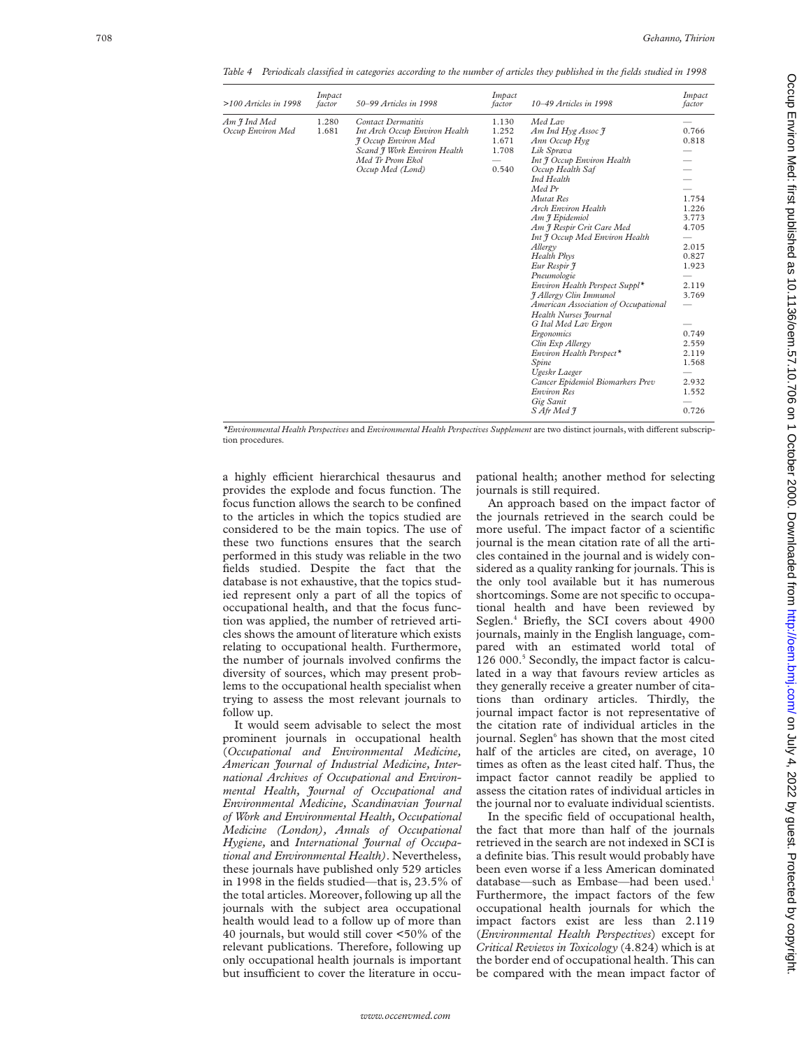*Table 4 Periodicals classified in categories according to the number of articles they published in the fields studied in 1998*

| >100 Articles in 1998 | Impact factor | 50–99 Articles in 1998 | Impact factor | 10–49 Articles in 1998 | Impact factor |
|---|---|---|---|---|---|
| Am J Ind Med | 1.280 | Contact Dermatitis | 1.130 | Med Lav | — |
| Occup Environ Med | 1.681 | Int Arch Occup Environ Health | 1.252 | Am Ind Hyg Assoc J | 0.766 |
| | | J Occup Environ Med | 1.671 | Ann Occup Hyg | 0.818 |
| | | Scand J Work Environ Health | 1.708 | Lik Sprava | — |
| | | Med Tr Prom Ekol | — | Int J Occup Environ Health | — |
| | | Occup Med (Lond) | 0.540 | Occup Health Saf | — |
| | | | | Ind Health | — |
| | | | | Med Pr | — |
| | | | | Mutat Res | 1.754 |
| | | | | Arch Environ Health | 1.226 |
| | | | | Am J Epidemiol | 3.773 |
| | | | | Am J Respir Crit Care Med | 4.705 |
| | | | | Int J Occup Med Environ Health | — |
| | | | | Allergy | 2.015 |
| | | | | Health Phys | 0.827 |
| | | | | Eur Respir J | 1.923 |
| | | | | Pneumologie | — |
| | | | | Environ Health Perspect Suppl* | 2.119 |
| | | | | J Allergy Clin Immunol | 3.769 |
| | | | | American Association of Occupational Health Nurses Journal | — |
| | | | | G Ital Med Lav Ergon | — |
| | | | | Ergonomics | 0.749 |
| | | | | Clin Exp Allergy | 2.559 |
| | | | | Environ Health Perspect* | 2.119 |
| | | | | Spine | 1.568 |
| | | | | Ugeskr Laeger | — |
| | | | | Cancer Epidemiol Biomarkers Prev | 2.932 |
| | | | | Environ Res | 1.552 |
| | | | | Gig Sanit | — |
| | | | | S Afr Med J | 0.726 |

*\*Environmental Health Perspectives* and *Environmental Health Perspectives Supplement* are two distinct journals, with different subscription procedures.

a highly efficient hierarchical thesaurus and provides the explode and focus function. The focus function allows the search to be confined to the articles in which the topics studied are considered to be the main topics. The use of these two functions ensures that the search performed in this study was reliable in the two fields studied. Despite the fact that the database is not exhaustive, that the topics studied represent only a part of all the topics of occupational health, and that the focus function was applied, the number of retrieved articles shows the amount of literature which exists relating to occupational health. Furthermore, the number of journals involved confirms the diversity of sources, which may present problems to the occupational health specialist when trying to assess the most relevant journals to follow up.

It would seem advisable to select the most prominent journals in occupational health (*Occupational and Environmental Medicine, American Journal of Industrial Medicine, International Archives of Occupational and Environmental Health, Journal of Occupational and Environmental Medicine, Scandinavian Journal of Work and Environmental Health, Occupational Medicine (London), Annals of Occupational Hygiene,* and *International Journal of Occupational and Environmental Health)*. Nevertheless, these journals have published only 529 articles in 1998 in the fields studied—that is, 23.5% of the total articles. Moreover, following up all the journals with the subject area occupational health would lead to a follow up of more than 40 journals, but would still cover <50% of the relevant publications. Therefore, following up only occupational health journals is important but insufficient to cover the literature in occupational health; another method for selecting journals is still required.

An approach based on the impact factor of the journals retrieved in the search could be more useful. The impact factor of a scientific journal is the mean citation rate of all the articles contained in the journal and is widely considered as a quality ranking for journals. This is the only tool available but it has numerous shortcomings. Some are not specific to occupational health and have been reviewed by Seglen.[4] Briefly, the SCI covers about 4900 journals, mainly in the English language, compared with an estimated world total of 126 000.[5] Secondly, the impact factor is calculated in a way that favours review articles as they generally receive a greater number of citations than ordinary articles. Thirdly, the journal impact factor is not representative of the citation rate of individual articles in the journal. Seglen[6] has shown that the most cited half of the articles are cited, on average, 10 times as often as the least cited half. Thus, the impact factor cannot readily be applied to assess the citation rates of individual articles in the journal nor to evaluate individual scientists.

In the specific field of occupational health, the fact that more than half of the journals retrieved in the search are not indexed in SCI is a definite bias. This result would probably have been even worse if a less American dominated database—such as Embase—had been used.[1] Furthermore, the impact factors of the few occupational health journals for which the impact factors exist are less than 2.119 (*Environmental Health Perspectives*) except for *Critical Reviews in Toxicology* (4.824) which is at the border end of occupational health. This can be compared with the mean impact factor of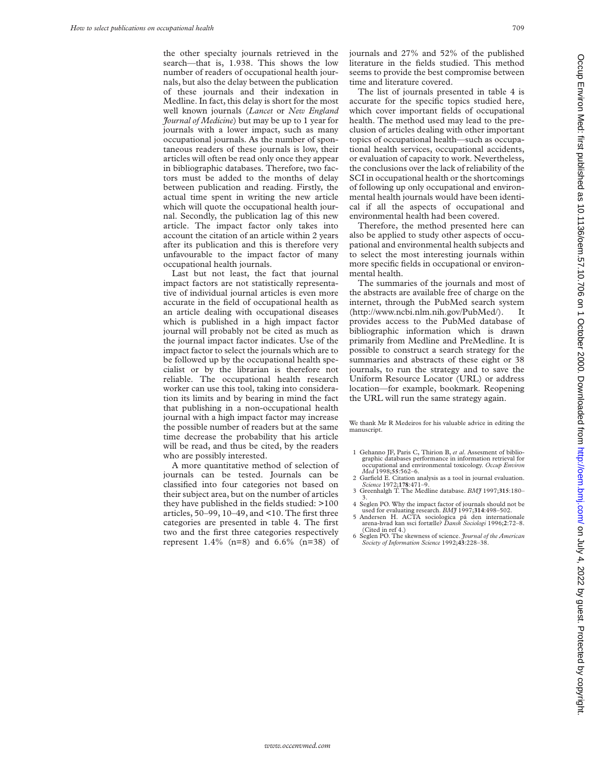the other specialty journals retrieved in the search—that is, 1.938. This shows the low number of readers of occupational health journals, but also the delay between the publication of these journals and their indexation in Medline. In fact, this delay is short for the most well known journals (*Lancet* or *New England Journal of Medicine*) but may be up to 1 year for journals with a lower impact, such as many occupational journals. As the number of spontaneous readers of these journals is low, their articles will often be read only once they appear in bibliographic databases. Therefore, two factors must be added to the months of delay between publication and reading. Firstly, the actual time spent in writing the new article which will quote the occupational health journal. Secondly, the publication lag of this new article. The impact factor only takes into account the citation of an article within 2 years after its publication and this is therefore very unfavourable to the impact factor of many occupational health journals.

Last but not least, the fact that journal impact factors are not statistically representative of individual journal articles is even more accurate in the field of occupational health as an article dealing with occupational diseases which is published in a high impact factor journal will probably not be cited as much as the journal impact factor indicates. Use of the impact factor to select the journals which are to be followed up by the occupational health specialist or by the librarian is therefore not reliable. The occupational health research worker can use this tool, taking into consideration its limits and by bearing in mind the fact that publishing in a non-occupational health journal with a high impact factor may increase the possible number of readers but at the same time decrease the probability that his article will be read, and thus be cited, by the readers who are possibly interested.

A more quantitative method of selection of journals can be tested. Journals can be classified into four categories not based on their subject area, but on the number of articles they have published in the fields studied: >100 articles, 50–99, 10–49, and <10. The first three categories are presented in table 4. The first two and the first three categories respectively represent 1.4% (n=8) and 6.6% (n=38) of journals and 27% and 52% of the published literature in the fields studied. This method seems to provide the best compromise between time and literature covered.

The list of journals presented in table 4 is accurate for the specific topics studied here, which cover important fields of occupational health. The method used may lead to the preclusion of articles dealing with other important topics of occupational health—such as occupational health services, occupational accidents, or evaluation of capacity to work. Nevertheless, the conclusions over the lack of reliability of the SCI in occupational health or the shortcomings of following up only occupational and environmental health journals would have been identical if all the aspects of occupational and environmental health had been covered.

Therefore, the method presented here can also be applied to study other aspects of occupational and environmental health subjects and to select the most interesting journals within more specific fields in occupational or environmental health.

The summaries of the journals and most of the abstracts are available free of charge on the internet, through the PubMed search system (http://www.ncbi.nlm.nih.gov/PubMed/). It provides access to the PubMed database of bibliographic information which is drawn primarily from Medline and PreMedline. It is possible to construct a search strategy for the summaries and abstracts of these eight or 38 journals, to run the strategy and to save the Uniform Resource Locator (URL) or address location—for example, bookmark. Reopening the URL will run the same strategy again.

We thank Mr R Medeiros for his valuable advice in editing the manuscript.

1. Gehanno JF, Paris C, Thirion B, *et al*. Assesment of bibliographic databases performance in information retrieval for occupational and environmental toxicology. *Occup Environ Med* 1998;**55**:562–6.
2. Garfield E. Citation analysis as a tool in journal evaluation. *Science* 1972;**178**:471–9.
3. Greenhalgh T. The Medline database. *BMJ* 1997;**315**:180–3.
4. Seglen PO. Why the impact factor of journals should not be used for evaluating research. *BMJ* 1997;**314**:498–502.
5. Andersen H. ACTA sociologica på den internationale arena-hvad kan ssci fortælle? *Dansk Sociologi* 1996;**2**:72–8. (Cited in ref 4.)
6. Seglen PO. The skewness of science. *Journal of the American Society of Information Science* 1992;**43**:228–38.